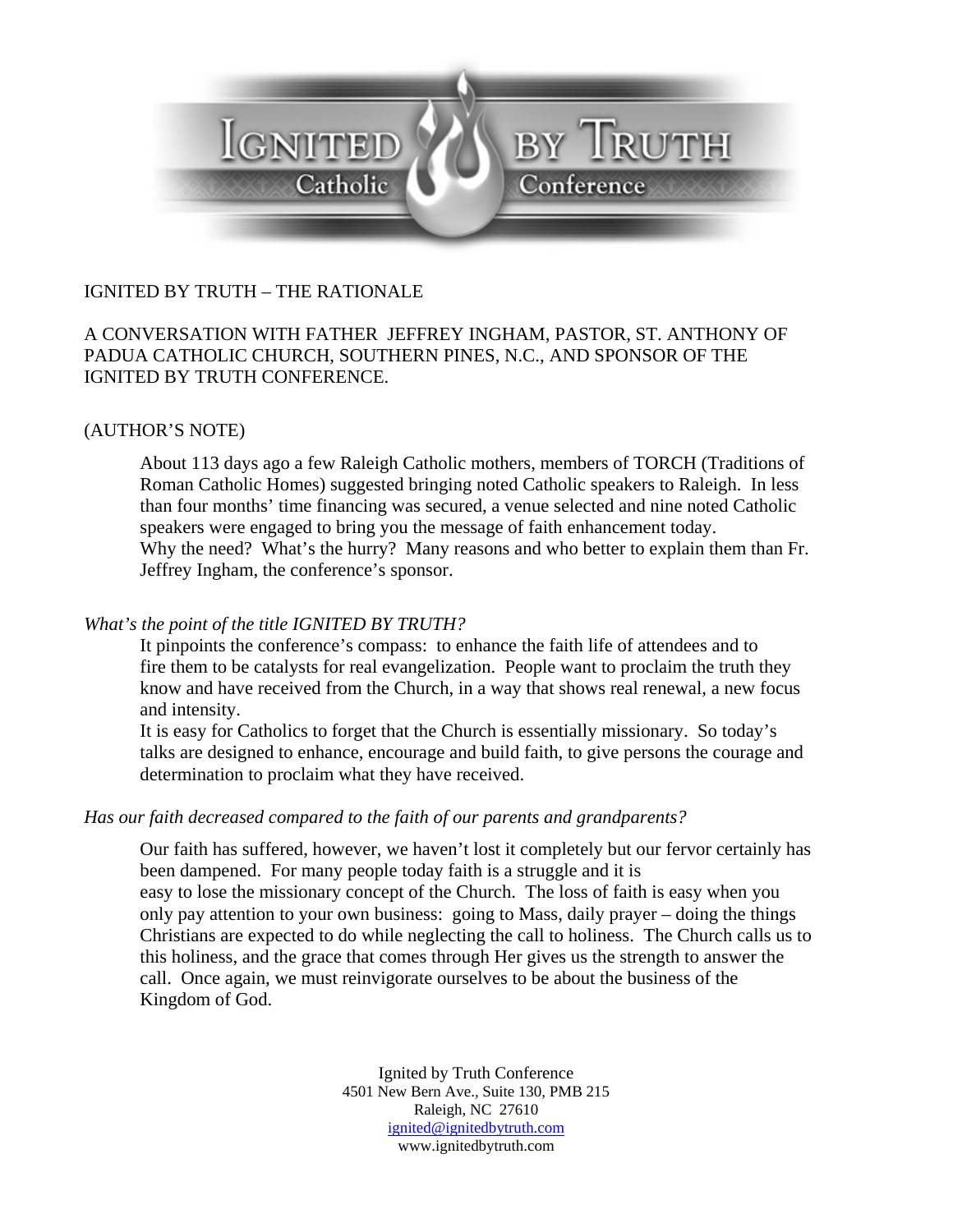# IGNITED BY TRUTH – THE RATIONALE

## A CONVERSATION WITH FATHER JEFFREY INGHAM, PASTOR, ST. ANTHONY OF PADUA CATHOLIC CHURCH, SOUTHERN PINES, N.C., AND SPONSOR OF THE IGNITED BY TRUTH CONFERENCE.

(AUTHOR'S NOTE)

About 113 days ago a few Raleigh Catholic mothers, members of TORCH (Traditions of Roman Catholic Homes) suggested bringing noted Catholic speakers to Raleigh. In less than four months' time financing was secured, a venue selected and nine noted Catholic speakers were engaged to bring you the message of faith enhancement today. Why the need? What's the hurry? Many reasons and who better to explain them than Fr. Jeffrey Ingham, the conference's sponsor.

*What's the point of the title IGNITED BY TRUTH?*

It pinpoints the conference's compass: to enhance the faith life of attendees and to fire them to be catalysts for real evangelization. People want to proclaim the truth they know and have received from the Church, in a way that shows real renewal, a new focus and intensity.

It is easy for Catholics to forget that the Church is essentially missionary. So today's talks are designed to enhance, encourage and build faith, to give persons the courage and determination to proclaim what they have received.

*Has our faith decreased compared to the faith of our parents and grandparents?*

Our faith has suffered, however, we haven't lost it completely but our fervor certainly has been dampened. For many people today faith is a struggle and it is easy to lose the missionary concept of the Church. The loss of faith is easy when you only pay attention to your own business: going to Mass, daily prayer – doing the things Christians are expected to do while neglecting the call to holiness. The Church calls us to this holiness, and the grace that comes through Her gives us the strength to answer the call. Once again, we must reinvigorate ourselves to be about the business of the Kingdom of God.

Ignited by Truth Conference
4501 New Bern Ave., Suite 130, PMB 215
Raleigh, NC 27610
ignited@ignitedbytruth.com
www.ignitedbytruth.com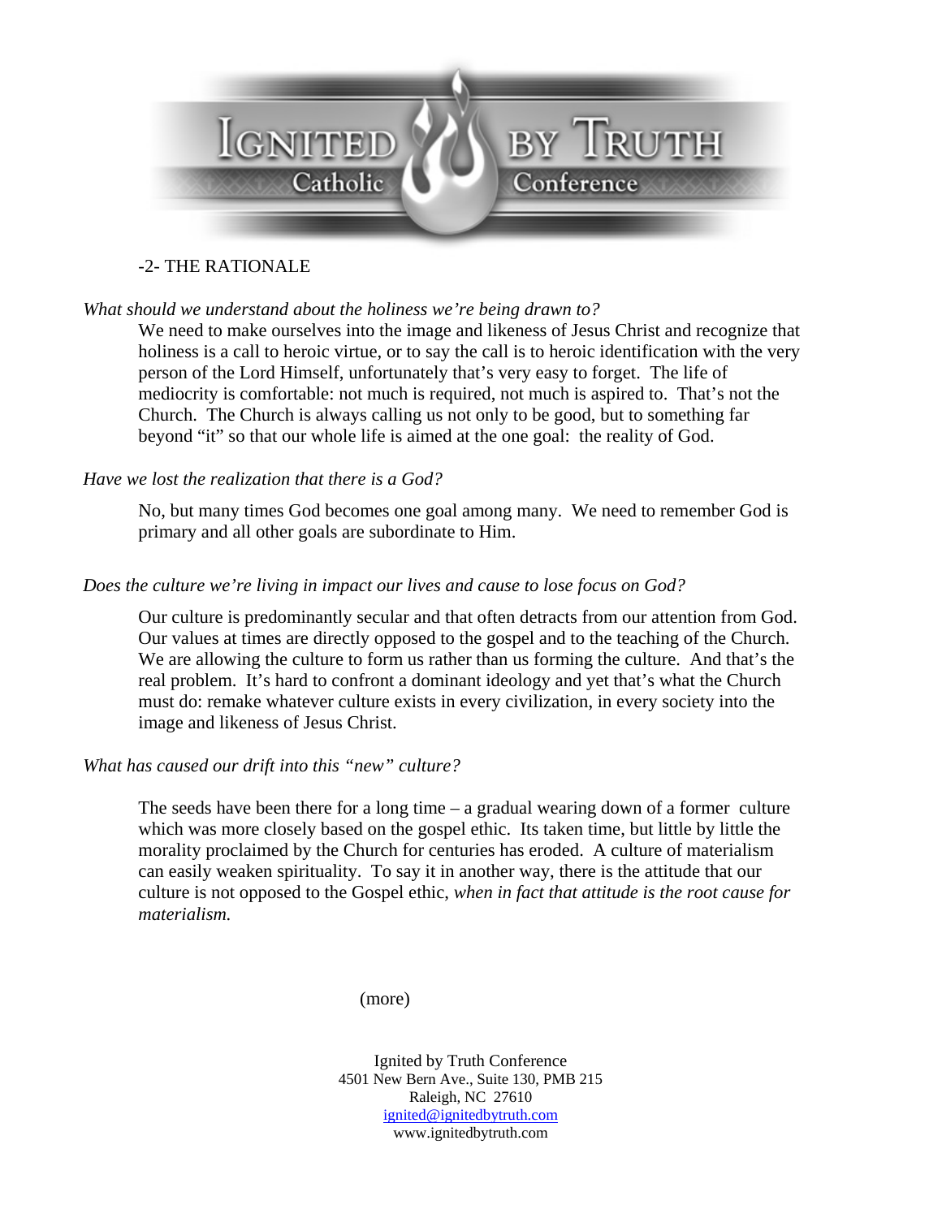-2- THE RATIONALE

*What should we understand about the holiness we're being drawn to?*

We need to make ourselves into the image and likeness of Jesus Christ and recognize that holiness is a call to heroic virtue, or to say the call is to heroic identification with the very person of the Lord Himself, unfortunately that's very easy to forget. The life of mediocrity is comfortable: not much is required, not much is aspired to. That's not the Church. The Church is always calling us not only to be good, but to something far beyond "it" so that our whole life is aimed at the one goal: the reality of God.

*Have we lost the realization that there is a God?*

No, but many times God becomes one goal among many. We need to remember God is primary and all other goals are subordinate to Him.

*Does the culture we're living in impact our lives and cause to lose focus on God?*

Our culture is predominantly secular and that often detracts from our attention from God. Our values at times are directly opposed to the gospel and to the teaching of the Church. We are allowing the culture to form us rather than us forming the culture. And that's the real problem. It's hard to confront a dominant ideology and yet that's what the Church must do: remake whatever culture exists in every civilization, in every society into the image and likeness of Jesus Christ.

*What has caused our drift into this "new" culture?*

The seeds have been there for a long time – a gradual wearing down of a former culture which was more closely based on the gospel ethic. Its taken time, but little by little the morality proclaimed by the Church for centuries has eroded. A culture of materialism can easily weaken spirituality. To say it in another way, there is the attitude that our culture is not opposed to the Gospel ethic, *when in fact that attitude is the root cause for materialism.*

(more)

Ignited by Truth Conference
4501 New Bern Ave., Suite 130, PMB 215
Raleigh, NC 27610
ignited@ignitedbytruth.com
www.ignitedbytruth.com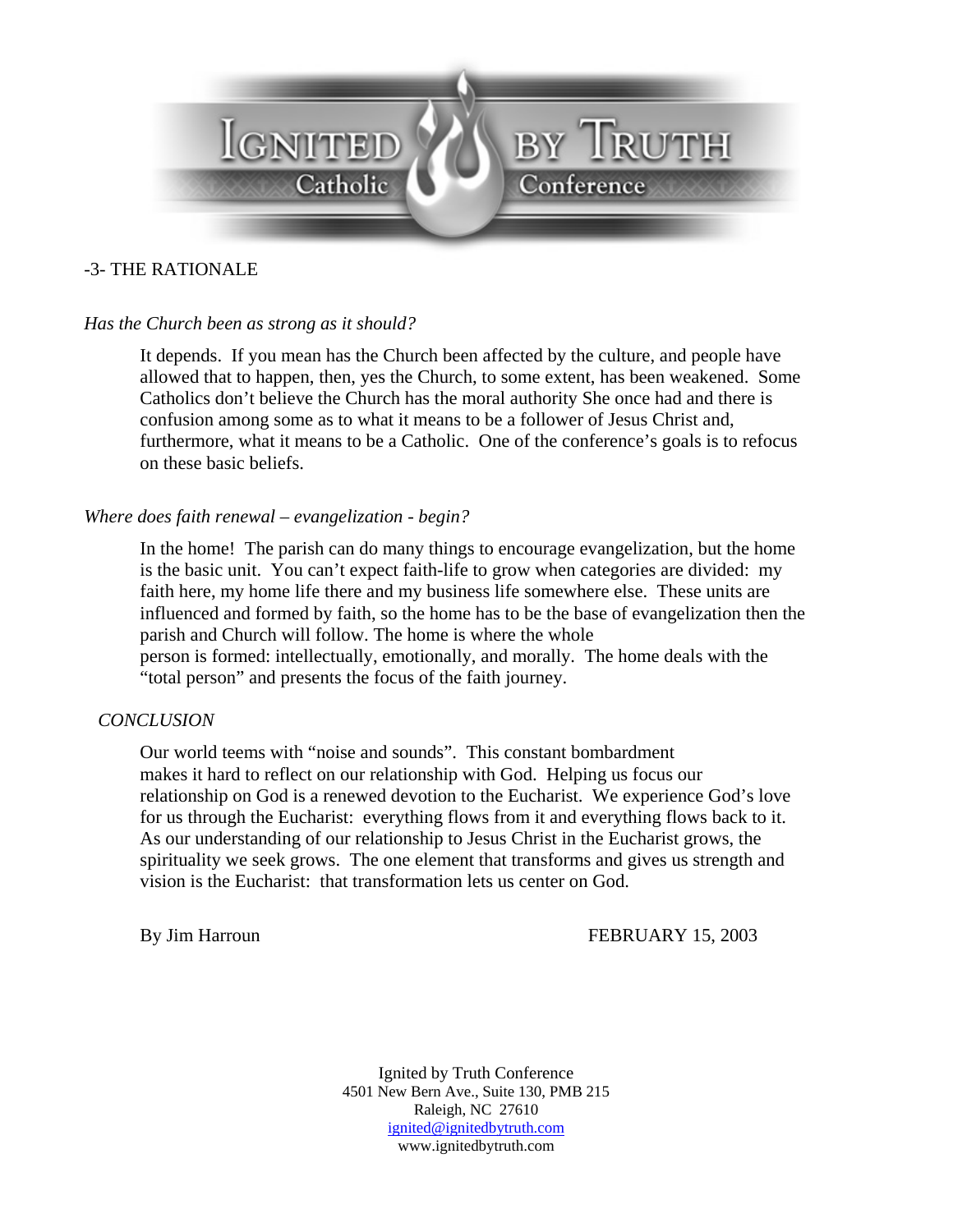-3- THE RATIONALE

*Has the Church been as strong as it should?*

It depends. If you mean has the Church been affected by the culture, and people have allowed that to happen, then, yes the Church, to some extent, has been weakened. Some Catholics don't believe the Church has the moral authority She once had and there is confusion among some as to what it means to be a follower of Jesus Christ and, furthermore, what it means to be a Catholic. One of the conference's goals is to refocus on these basic beliefs.

*Where does faith renewal – evangelization - begin?*

In the home! The parish can do many things to encourage evangelization, but the home is the basic unit. You can't expect faith-life to grow when categories are divided: my faith here, my home life there and my business life somewhere else. These units are influenced and formed by faith, so the home has to be the base of evangelization then the parish and Church will follow. The home is where the whole person is formed: intellectually, emotionally, and morally. The home deals with the "total person" and presents the focus of the faith journey.

*CONCLUSION*

Our world teems with "noise and sounds". This constant bombardment makes it hard to reflect on our relationship with God. Helping us focus our relationship on God is a renewed devotion to the Eucharist. We experience God's love for us through the Eucharist: everything flows from it and everything flows back to it. As our understanding of our relationship to Jesus Christ in the Eucharist grows, the spirituality we seek grows. The one element that transforms and gives us strength and vision is the Eucharist: that transformation lets us center on God.

By Jim Harroun FEBRUARY 15, 2003

Ignited by Truth Conference
4501 New Bern Ave., Suite 130, PMB 215
Raleigh, NC 27610
ignited@ignitedbytruth.com
www.ignitedbytruth.com